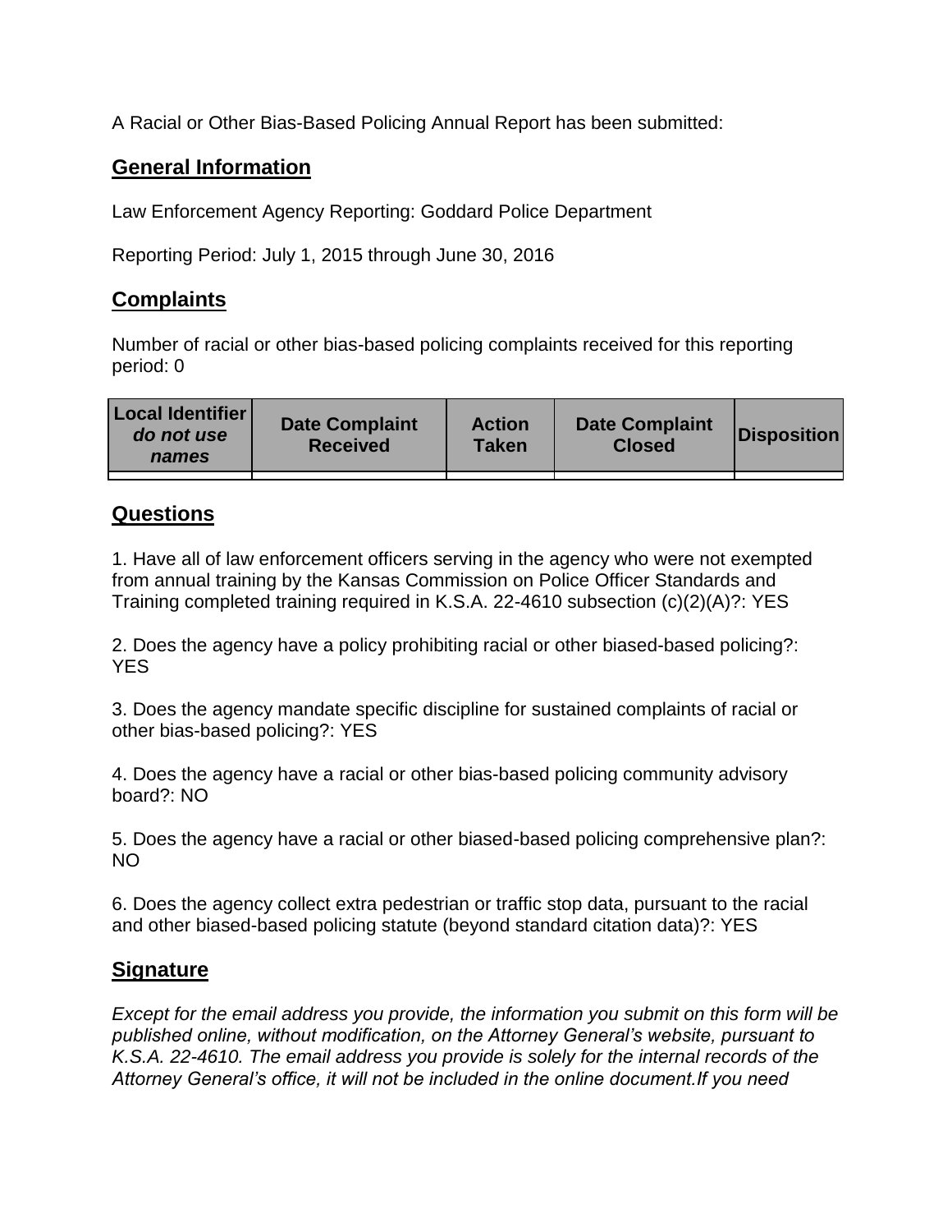A Racial or Other Bias-Based Policing Annual Report has been submitted:

## General Information

Law Enforcement Agency Reporting: Goddard Police Department

Reporting Period: July 1, 2015 through June 30, 2016

## Complaints

Number of racial or other bias-based policing complaints received for this reporting period: 0

| Local Identifier *do not use names* | Date Complaint Received | Action Taken | Date Complaint Closed | Disposition |
|---|---|---|---|---|
| | | | | |

## Questions

1. Have all of law enforcement officers serving in the agency who were not exempted from annual training by the Kansas Commission on Police Officer Standards and Training completed training required in K.S.A. 22-4610 subsection (c)(2)(A)?: YES

2. Does the agency have a policy prohibiting racial or other biased-based policing?: YES

3. Does the agency mandate specific discipline for sustained complaints of racial or other bias-based policing?: YES

4. Does the agency have a racial or other bias-based policing community advisory board?: NO

5. Does the agency have a racial or other biased-based policing comprehensive plan?: NO

6. Does the agency collect extra pedestrian or traffic stop data, pursuant to the racial and other biased-based policing statute (beyond standard citation data)?: YES

## Signature

*Except for the email address you provide, the information you submit on this form will be published online, without modification, on the Attorney General's website, pursuant to K.S.A. 22-4610. The email address you provide is solely for the internal records of the Attorney General's office, it will not be included in the online document.If you need*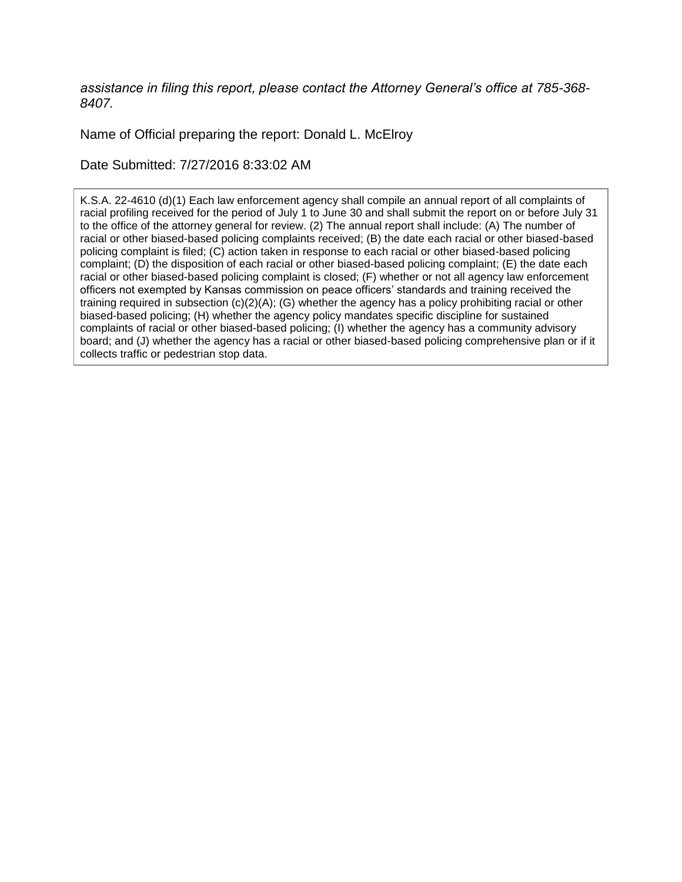*assistance in filing this report, please contact the Attorney General's office at 785-368-8407.*

Name of Official preparing the report: Donald L. McElroy

Date Submitted: 7/27/2016 8:33:02 AM

K.S.A. 22-4610 (d)(1) Each law enforcement agency shall compile an annual report of all complaints of racial profiling received for the period of July 1 to June 30 and shall submit the report on or before July 31 to the office of the attorney general for review. (2) The annual report shall include: (A) The number of racial or other biased-based policing complaints received; (B) the date each racial or other biased-based policing complaint is filed; (C) action taken in response to each racial or other biased-based policing complaint; (D) the disposition of each racial or other biased-based policing complaint; (E) the date each racial or other biased-based policing complaint is closed; (F) whether or not all agency law enforcement officers not exempted by Kansas commission on peace officers' standards and training received the training required in subsection (c)(2)(A); (G) whether the agency has a policy prohibiting racial or other biased-based policing; (H) whether the agency policy mandates specific discipline for sustained complaints of racial or other biased-based policing; (I) whether the agency has a community advisory board; and (J) whether the agency has a racial or other biased-based policing comprehensive plan or if it collects traffic or pedestrian stop data.